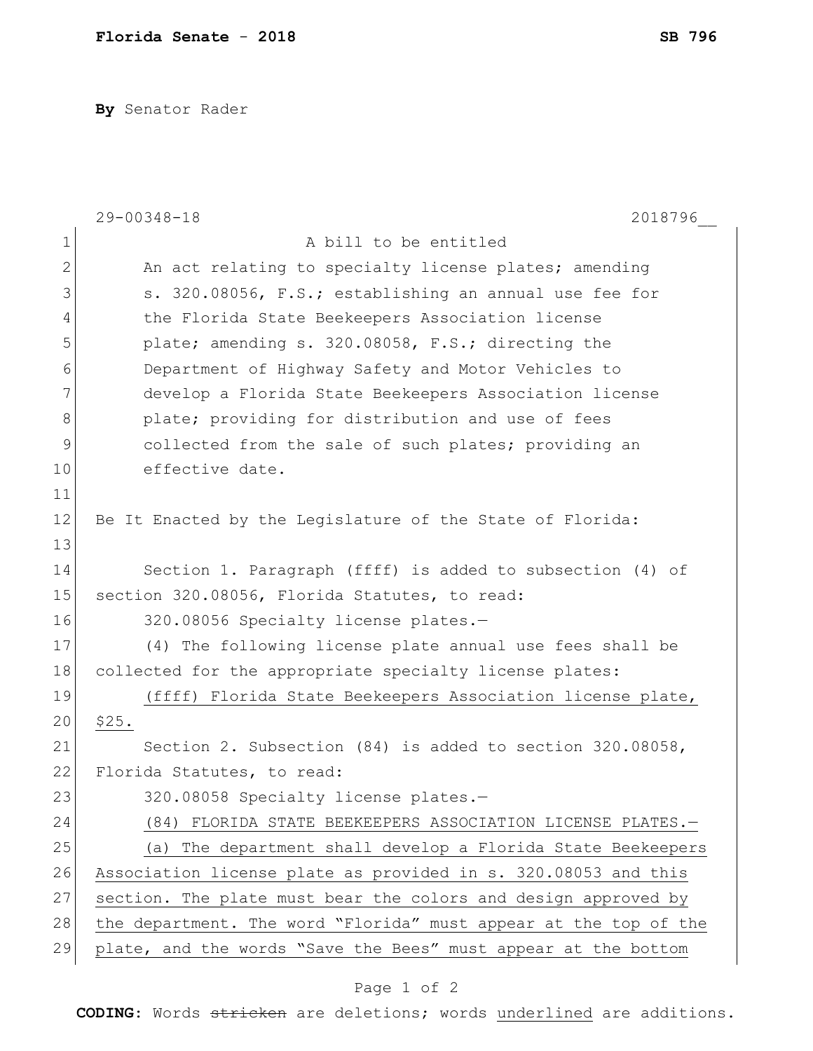**Florida Senate - 2018**

**SB 796**

**By** Senator Rader

29-00348-18 2018796__

A bill to be entitled

An act relating to specialty license plates; amending s. 320.08056, F.S.; establishing an annual use fee for the Florida State Beekeepers Association license plate; amending s. 320.08058, F.S.; directing the Department of Highway Safety and Motor Vehicles to develop a Florida State Beekeepers Association license plate; providing for distribution and use of fees collected from the sale of such plates; providing an effective date.

Be It Enacted by the Legislature of the State of Florida:

Section 1. Paragraph (ffff) is added to subsection (4) of section 320.08056, Florida Statutes, to read:

320.08056 Specialty license plates.—

(4) The following license plate annual use fees shall be collected for the appropriate specialty license plates:

<u>(ffff) Florida State Beekeepers Association license plate, $25.</u>

Section 2. Subsection (84) is added to section 320.08058, Florida Statutes, to read:

320.08058 Specialty license plates.—

<u>(84) FLORIDA STATE BEEKEEPERS ASSOCIATION LICENSE PLATES.—</u>

<u>(a) The department shall develop a Florida State Beekeepers Association license plate as provided in s. 320.08053 and this section. The plate must bear the colors and design approved by the department. The word "Florida" must appear at the top of the plate, and the words "Save the Bees" must appear at the bottom</u>

**CODING:** Words ~~stricken~~ are deletions; words <u>underlined</u> are additions.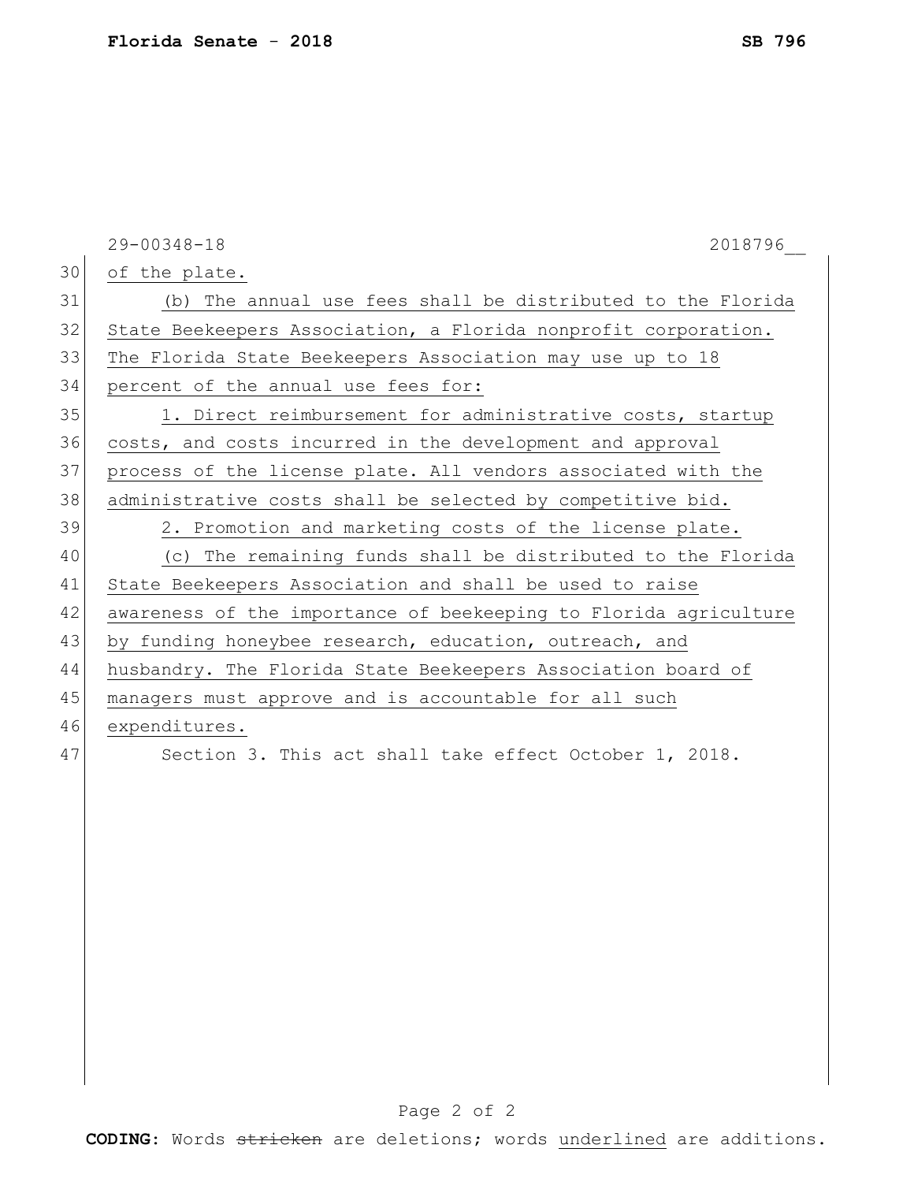29-00348-18 2018796__

30 of the plate.

31 (b) The annual use fees shall be distributed to the Florida
32 State Beekeepers Association, a Florida nonprofit corporation.
33 The Florida State Beekeepers Association may use up to 18
34 percent of the annual use fees for:

35 1. Direct reimbursement for administrative costs, startup
36 costs, and costs incurred in the development and approval
37 process of the license plate. All vendors associated with the
38 administrative costs shall be selected by competitive bid.

39 2. Promotion and marketing costs of the license plate.

40 (c) The remaining funds shall be distributed to the Florida
41 State Beekeepers Association and shall be used to raise
42 awareness of the importance of beekeeping to Florida agriculture
43 by funding honeybee research, education, outreach, and
44 husbandry. The Florida State Beekeepers Association board of
45 managers must approve and is accountable for all such
46 expenditures.

47 Section 3. This act shall take effect October 1, 2018.

**CODING:** Words ~~stricken~~ are deletions; words underlined are additions.